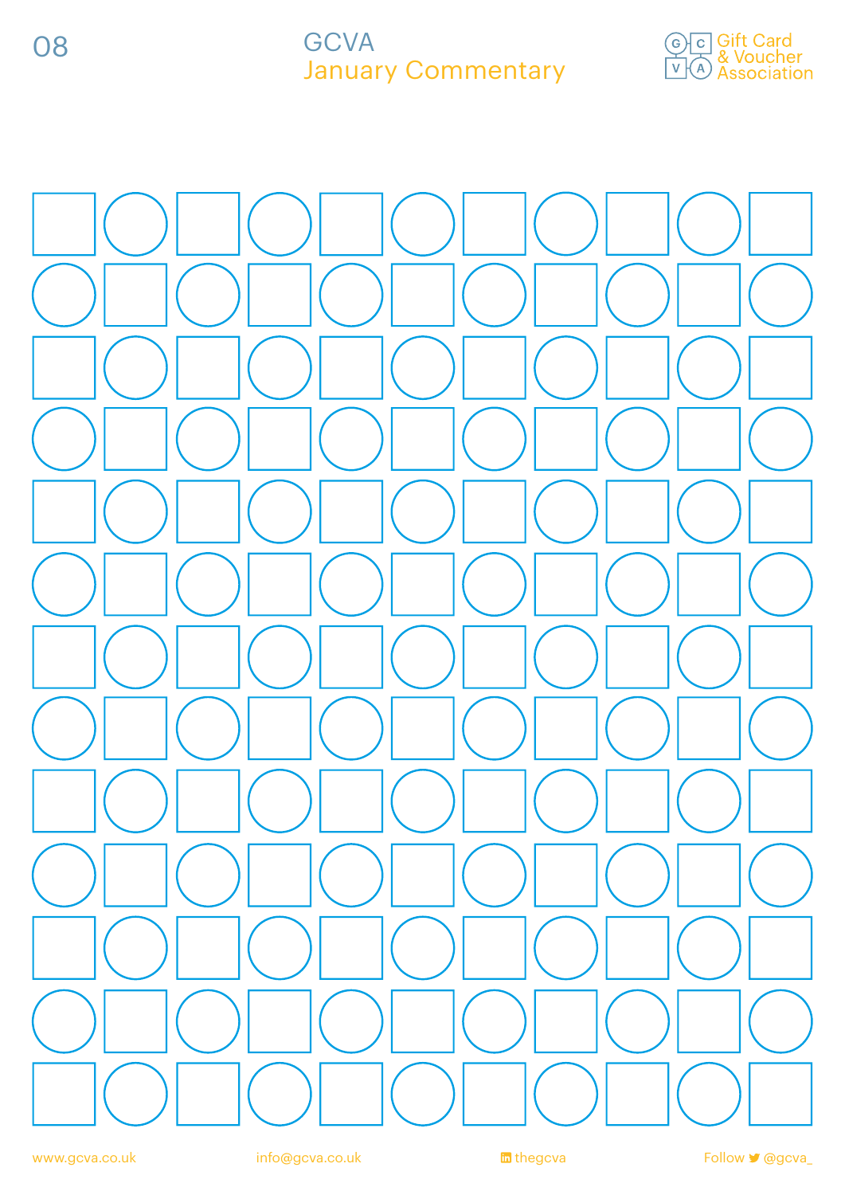# GCVA
## January Commentary

Gift Card & Voucher Association

www.gcva.co.uk

info@gcva.co.uk

thegcva

Follow @gcva_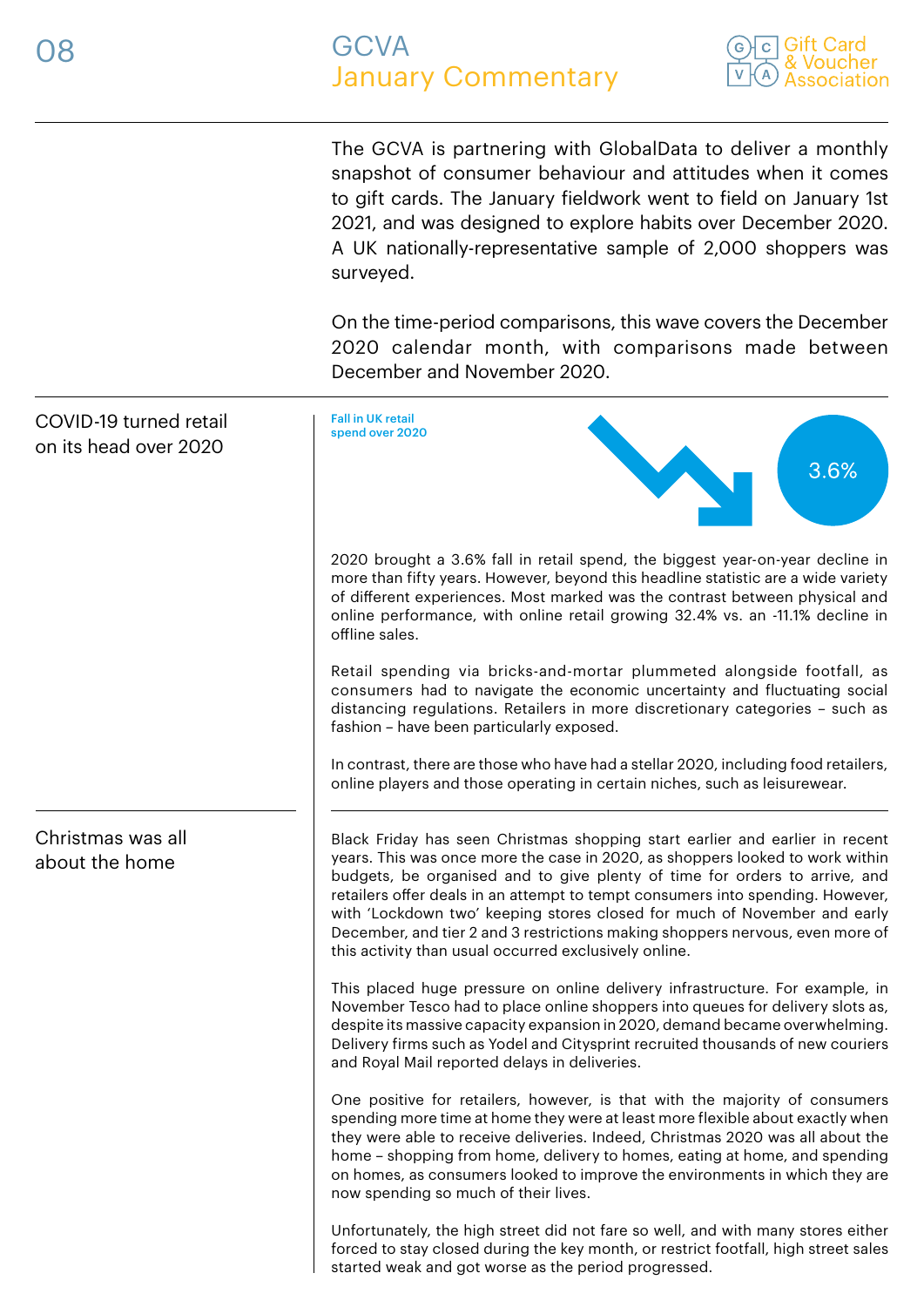The GCVA is partnering with GlobalData to deliver a monthly snapshot of consumer behaviour and attitudes when it comes to gift cards. The January fieldwork went to field on January 1st 2021, and was designed to explore habits over December 2020. A UK nationally-representative sample of 2,000 shoppers was surveyed.

On the time-period comparisons, this wave covers the December 2020 calendar month, with comparisons made between December and November 2020.

## COVID-19 turned retail on its head over 2020

**Fall in UK retail spend over 2020**

3.6%

2020 brought a 3.6% fall in retail spend, the biggest year-on-year decline in more than fifty years. However, beyond this headline statistic are a wide variety of different experiences. Most marked was the contrast between physical and online performance, with online retail growing 32.4% vs. an -11.1% decline in offline sales.

Retail spending via bricks-and-mortar plummeted alongside footfall, as consumers had to navigate the economic uncertainty and fluctuating social distancing regulations. Retailers in more discretionary categories – such as fashion – have been particularly exposed.

In contrast, there are those who have had a stellar 2020, including food retailers, online players and those operating in certain niches, such as leisurewear.

## Christmas was all about the home

Black Friday has seen Christmas shopping start earlier and earlier in recent years. This was once more the case in 2020, as shoppers looked to work within budgets, be organised and to give plenty of time for orders to arrive, and retailers offer deals in an attempt to tempt consumers into spending. However, with 'Lockdown two' keeping stores closed for much of November and early December, and tier 2 and 3 restrictions making shoppers nervous, even more of this activity than usual occurred exclusively online.

This placed huge pressure on online delivery infrastructure. For example, in November Tesco had to place online shoppers into queues for delivery slots as, despite its massive capacity expansion in 2020, demand became overwhelming. Delivery firms such as Yodel and Citysprint recruited thousands of new couriers and Royal Mail reported delays in deliveries.

One positive for retailers, however, is that with the majority of consumers spending more time at home they were at least more flexible about exactly when they were able to receive deliveries. Indeed, Christmas 2020 was all about the home – shopping from home, delivery to homes, eating at home, and spending on homes, as consumers looked to improve the environments in which they are now spending so much of their lives.

Unfortunately, the high street did not fare so well, and with many stores either forced to stay closed during the key month, or restrict footfall, high street sales started weak and got worse as the period progressed.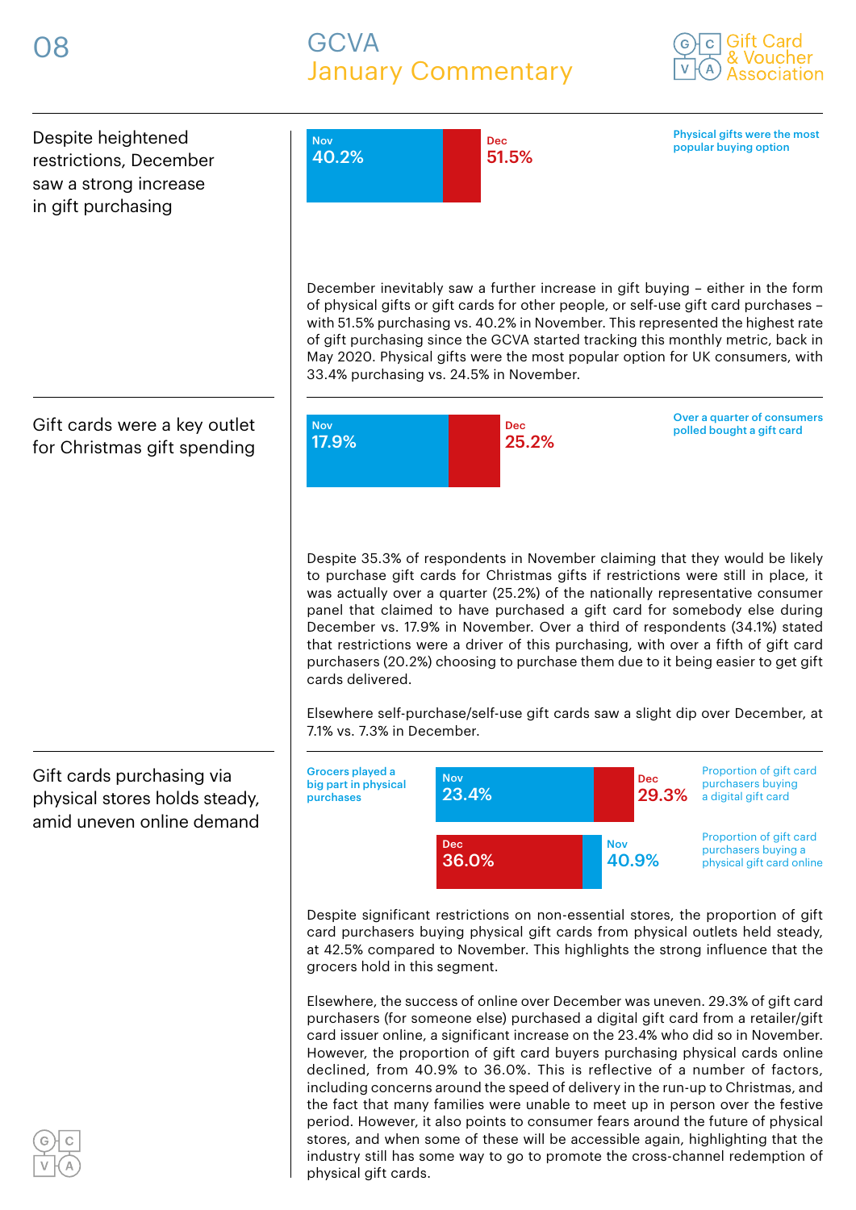# GCVA January Commentary

## Despite heightened restrictions, December saw a strong increase in gift purchasing

Nov 40.2% | Dec 51.5%

Physical gifts were the most popular buying option

December inevitably saw a further increase in gift buying – either in the form of physical gifts or gift cards for other people, or self-use gift card purchases – with 51.5% purchasing vs. 40.2% in November. This represented the highest rate of gift purchasing since the GCVA started tracking this monthly metric, back in May 2020. Physical gifts were the most popular option for UK consumers, with 33.4% purchasing vs. 24.5% in November.

## Gift cards were a key outlet for Christmas gift spending

Nov 17.9% | Dec 25.2%

Over a quarter of consumers polled bought a gift card

Despite 35.3% of respondents in November claiming that they would be likely to purchase gift cards for Christmas gifts if restrictions were still in place, it was actually over a quarter (25.2%) of the nationally representative consumer panel that claimed to have purchased a gift card for somebody else during December vs. 17.9% in November. Over a third of respondents (34.1%) stated that restrictions were a driver of this purchasing, with over a fifth of gift card purchasers (20.2%) choosing to purchase them due to it being easier to get gift cards delivered.

Elsewhere self-purchase/self-use gift cards saw a slight dip over December, at 7.1% vs. 7.3% in December.

## Gift cards purchasing via physical stores holds steady, amid uneven online demand

Grocers played a big part in physical purchases

Proportion of gift card purchasers buying a digital gift card: Nov 23.4% | Dec 29.3%

Proportion of gift card purchasers buying a physical gift card online: Dec 36.0% | Nov 40.9%

Despite significant restrictions on non-essential stores, the proportion of gift card purchasers buying physical gift cards from physical outlets held steady, at 42.5% compared to November. This highlights the strong influence that the grocers hold in this segment.

Elsewhere, the success of online over December was uneven. 29.3% of gift card purchasers (for someone else) purchased a digital gift card from a retailer/gift card issuer online, a significant increase on the 23.4% who did so in November. However, the proportion of gift card buyers purchasing physical cards online declined, from 40.9% to 36.0%. This is reflective of a number of factors, including concerns around the speed of delivery in the run-up to Christmas, and the fact that many families were unable to meet up in person over the festive period. However, it also points to consumer fears around the future of physical stores, and when some of these will be accessible again, highlighting that the industry still has some way to go to promote the cross-channel redemption of physical gift cards.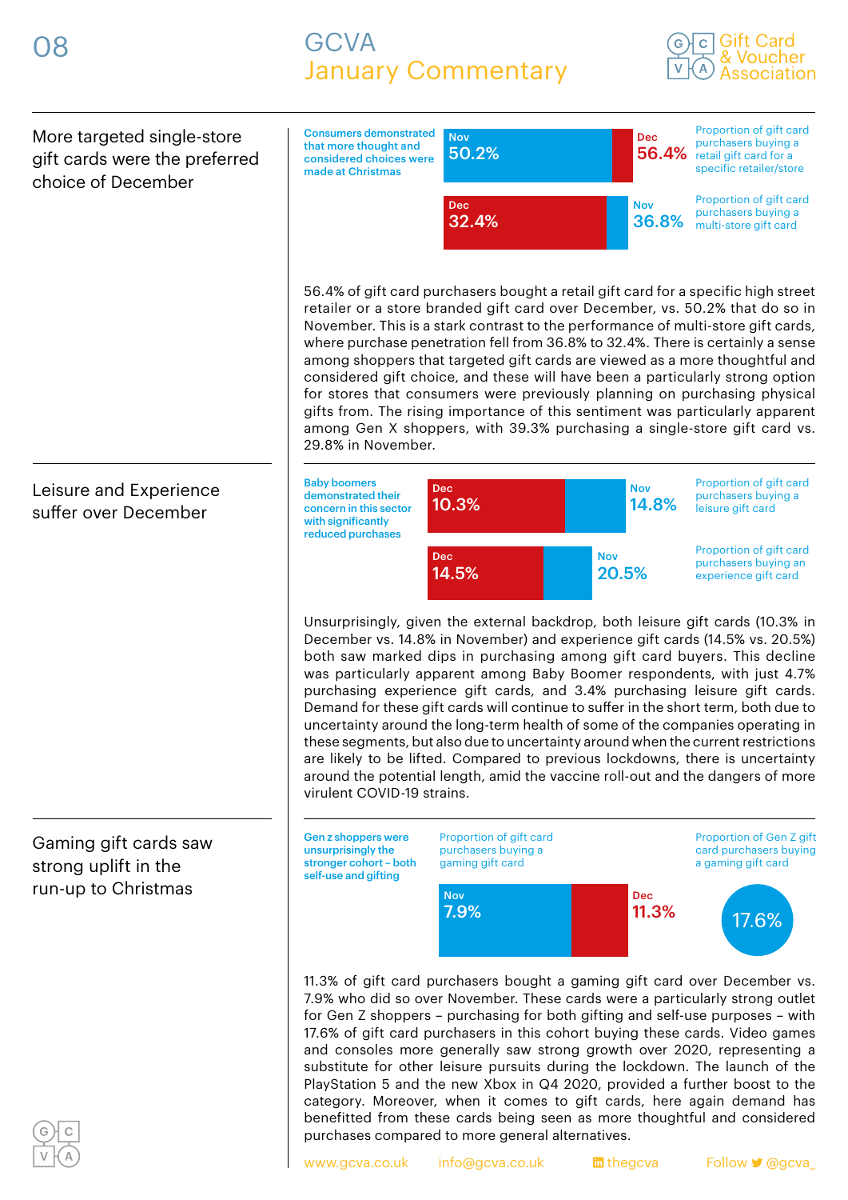## More targeted single-store gift cards were the preferred choice of December

**Consumers demonstrated that more thought and considered choices were made at Christmas**

Nov
50.2%

Dec
56.4%

Proportion of gift card purchasers buying a retail gift card for a specific retailer/store

Dec
32.4%

Nov
36.8%

Proportion of gift card purchasers buying a multi-store gift card

56.4% of gift card purchasers bought a retail gift card for a specific high street retailer or a store branded gift card over December, vs. 50.2% that do so in November. This is a stark contrast to the performance of multi-store gift cards, where purchase penetration fell from 36.8% to 32.4%. There is certainly a sense among shoppers that targeted gift cards are viewed as a more thoughtful and considered gift choice, and these will have been a particularly strong option for stores that consumers were previously planning on purchasing physical gifts from. The rising importance of this sentiment was particularly apparent among Gen X shoppers, with 39.3% purchasing a single-store gift card vs. 29.8% in November.

## Leisure and Experience suffer over December

**Baby boomers demonstrated their concern in this sector with significantly reduced purchases**

Dec
10.3%

Nov
14.8%

Proportion of gift card purchasers buying a leisure gift card

Dec
14.5%

Nov
20.5%

Proportion of gift card purchasers buying an experience gift card

Unsurprisingly, given the external backdrop, both leisure gift cards (10.3% in December vs. 14.8% in November) and experience gift cards (14.5% vs. 20.5%) both saw marked dips in purchasing among gift card buyers. This decline was particularly apparent among Baby Boomer respondents, with just 4.7% purchasing experience gift cards, and 3.4% purchasing leisure gift cards. Demand for these gift cards will continue to suffer in the short term, both due to uncertainty around the long-term health of some of the companies operating in these segments, but also due to uncertainty around when the current restrictions are likely to be lifted. Compared to previous lockdowns, there is uncertainty around the potential length, amid the vaccine roll-out and the dangers of more virulent COVID-19 strains.

## Gaming gift cards saw strong uplift in the run-up to Christmas

**Gen z shoppers were unsurprisingly the stronger cohort – both self-use and gifting**

Proportion of gift card purchasers buying a gaming gift card

Nov
7.9%

Dec
11.3%

Proportion of Gen Z gift card purchasers buying a gaming gift card

17.6%

11.3% of gift card purchasers bought a gaming gift card over December vs. 7.9% who did so over November. These cards were a particularly strong outlet for Gen Z shoppers – purchasing for both gifting and self-use purposes – with 17.6% of gift card purchasers in this cohort buying these cards. Video games and consoles more generally saw strong growth over 2020, representing a substitute for other leisure pursuits during the lockdown. The launch of the PlayStation 5 and the new Xbox in Q4 2020, provided a further boost to the category. Moreover, when it comes to gift cards, here again demand has benefitted from these cards being seen as more thoughtful and considered purchases compared to more general alternatives.